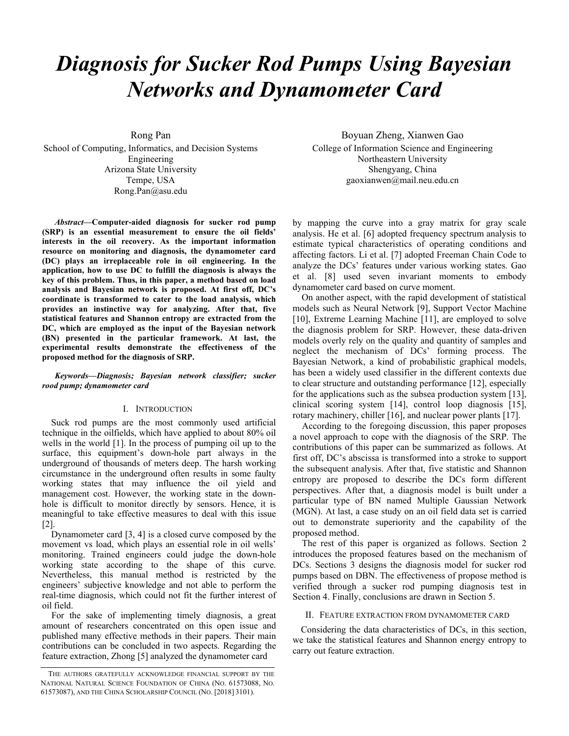# Diagnosis for Sucker Rod Pumps Using Bayesian Networks and Dynamometer Card

Rong Pan
School of Computing, Informatics, and Decision Systems Engineering
Arizona State University
Tempe, USA
Rong.Pan@asu.edu

Boyuan Zheng, Xianwen Gao
College of Information Science and Engineering
Northeastern University
Shengyang, China
gaoxianwen@mail.neu.edu.cn

***Abstract*—Computer-aided diagnosis for sucker rod pump (SRP) is an essential measurement to ensure the oil fields' interests in the oil recovery. As the important information resource on monitoring and diagnosis, the dynamometer card (DC) plays an irreplaceable role in oil engineering. In the application, how to use DC to fulfill the diagnosis is always the key of this problem. Thus, in this paper, a method based on load analysis and Bayesian network is proposed. At first off, DC's coordinate is transformed to cater to the load analysis, which provides an instinctive way for analyzing. After that, five statistical features and Shannon entropy are extracted from the DC, which are employed as the input of the Bayesian network (BN) presented in the particular framework. At last, the experimental results demonstrate the effectiveness of the proposed method for the diagnosis of SRP.**

***Keywords*—Diagnosis; Bayesian network classifier; sucker rood pump; dynamometer card**

## I. Introduction

Suck rod pumps are the most commonly used artificial technique in the oilfields, which have applied to about 80% oil wells in the world [1]. In the process of pumping oil up to the surface, this equipment's down-hole part always in the underground of thousands of meters deep. The harsh working circumstance in the underground often results in some faulty working states that may influence the oil yield and management cost. However, the working state in the down-hole is difficult to monitor directly by sensors. Hence, it is meaningful to take effective measures to deal with this issue [2].

Dynamometer card [3, 4] is a closed curve composed by the movement vs load, which plays an essential role in oil wells' monitoring. Trained engineers could judge the down-hole working state according to the shape of this curve. Nevertheless, this manual method is restricted by the engineers' subjective knowledge and not able to perform the real-time diagnosis, which could not fit the further interest of oil field.

For the sake of implementing timely diagnosis, a great amount of researchers concentrated on this open issue and published many effective methods in their papers. Their main contributions can be concluded in two aspects. Regarding the feature extraction, Zhong [5] analyzed the dynamometer card by mapping the curve into a gray matrix for gray scale analysis. He et al. [6] adopted frequency spectrum analysis to estimate typical characteristics of operating conditions and affecting factors. Li et al. [7] adopted Freeman Chain Code to analyze the DCs' features under various working states. Gao et al. [8] used seven invariant moments to embody dynamometer card based on curve moment.

On another aspect, with the rapid development of statistical models such as Neural Network [9], Support Vector Machine [10], Extreme Learning Machine [11], are employed to solve the diagnosis problem for SRP. However, these data-driven models overly rely on the quality and quantity of samples and neglect the mechanism of DCs' forming process. The Bayesian Network, a kind of probabilistic graphical models, has been a widely used classifier in the different contexts due to clear structure and outstanding performance [12], especially for the applications such as the subsea production system [13], clinical scoring system [14], control loop diagnosis [15], rotary machinery, chiller [16], and nuclear power plants [17].

According to the foregoing discussion, this paper proposes a novel approach to cope with the diagnosis of the SRP. The contributions of this paper can be summarized as follows. At first off, DC's abscissa is transformed into a stroke to support the subsequent analysis. After that, five statistic and Shannon entropy are proposed to describe the DCs form different perspectives. After that, a diagnosis model is built under a particular type of BN named Multiple Gaussian Network (MGN). At last, a case study on an oil field data set is carried out to demonstrate superiority and the capability of the proposed method.

The rest of this paper is organized as follows. Section 2 introduces the proposed features based on the mechanism of DCs. Sections 3 designs the diagnosis model for sucker rod pumps based on DBN. The effectiveness of propose method is verified through a sucker rod pumping diagnosis test in Section 4. Finally, conclusions are drawn in Section 5.

## II. Feature extraction from dynamometer card

Considering the data characteristics of DCs, in this section, we take the statistical features and Shannon energy entropy to carry out feature extraction.

The authors gratefully acknowledge financial support by the National Natural Science Foundation of China (No. 61573088, No. 61573087), and the China Scholarship Council (No. [2018] 3101).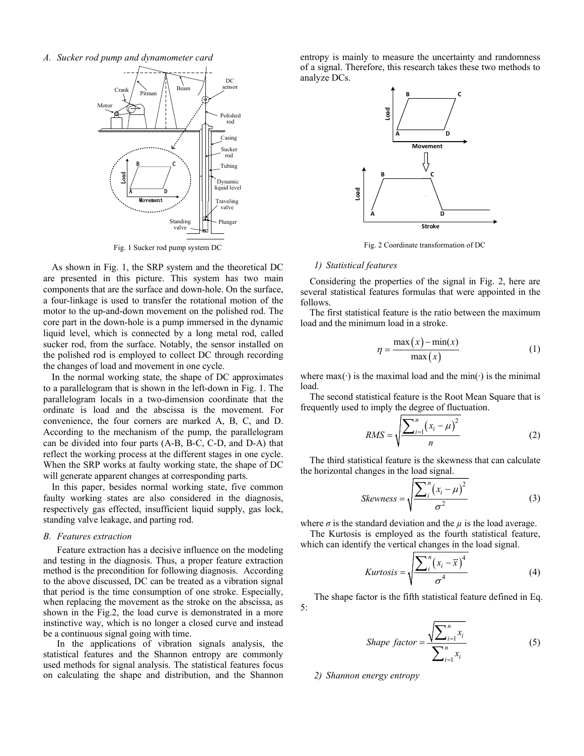### A. Sucker rod pump and dynamometer card

Fig. 1 Sucker rod pump system DC

As shown in Fig. 1, the SRP system and the theoretical DC are presented in this picture. This system has two main components that are the surface and down-hole. On the surface, a four-linkage is used to transfer the rotational motion of the motor to the up-and-down movement on the polished rod. The core part in the down-hole is a pump immersed in the dynamic liquid level, which is connected by a long metal rod, called sucker rod, from the surface. Notably, the sensor installed on the polished rod is employed to collect DC through recording the changes of load and movement in one cycle.

In the normal working state, the shape of DC approximates to a parallelogram that is shown in the left-down in Fig. 1. The parallelogram locals in a two-dimension coordinate that the ordinate is load and the abscissa is the movement. For convenience, the four corners are marked A, B, C, and D. According to the mechanism of the pump, the parallelogram can be divided into four parts (A-B, B-C, C-D, and D-A) that reflect the working process at the different stages in one cycle. When the SRP works at faulty working state, the shape of DC will generate apparent changes at corresponding parts.

In this paper, besides normal working state, five common faulty working states are also considered in the diagnosis, respectively gas effected, insufficient liquid supply, gas lock, standing valve leakage, and parting rod.

### B. Features extraction

Feature extraction has a decisive influence on the modeling and testing in the diagnosis. Thus, a proper feature extraction method is the precondition for following diagnosis. According to the above discussed, DC can be treated as a vibration signal that period is the time consumption of one stroke. Especially, when replacing the movement as the stroke on the abscissa, as shown in the Fig.2, the load curve is demonstrated in a more instinctive way, which is no longer a closed curve and instead be a continuous signal going with time.

In the applications of vibration signals analysis, the statistical features and the Shannon entropy are commonly used methods for signal analysis. The statistical features focus on calculating the shape and distribution, and the Shannon entropy is mainly to measure the uncertainty and randomness of a signal. Therefore, this research takes these two methods to analyze DCs.

Fig. 2 Coordinate transformation of DC

#### 1) Statistical features

Considering the properties of the signal in Fig. 2, here are several statistical features formulas that were appointed in the follows.

The first statistical feature is the ratio between the maximum load and the minimum load in a stroke.

$$\eta = \frac{\max(x) - \min(x)}{\max(x)} \tag{1}$$

where max(·) is the maximal load and the min(·) is the minimal load.

The second statistical feature is the Root Mean Square that is frequently used to imply the degree of fluctuation.

$$RMS = \sqrt{\frac{\sum_{i=1}^{n}(x_i - \mu)^2}{n}} \tag{2}$$

The third statistical feature is the skewness that can calculate the horizontal changes in the load signal.

$$Skewness = \sqrt{\frac{\sum_{i}^{n}(x_i - \mu)^2}{\sigma^2}} \tag{3}$$

where $\sigma$ is the standard deviation and the $\mu$ is the load average.

The Kurtosis is employed as the fourth statistical feature, which can identify the vertical changes in the load signal.

$$Kurtosis = \sqrt{\frac{\sum_{i}^{n}(x_i - \overline{x})^4}{\sigma^4}} \tag{4}$$

The shape factor is the fifth statistical feature defined in Eq. 5:

$$Shape\ factor = \frac{\sqrt{\sum_{i=1}^{n} x_i}}{\sum_{i=1}^{n} x_i} \tag{5}$$

#### 2) Shannon energy entropy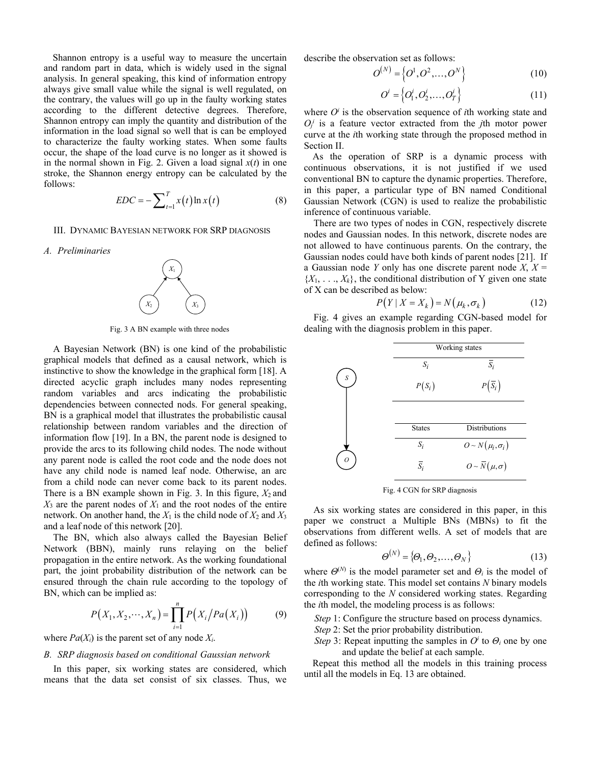Shannon entropy is a useful way to measure the uncertain and random part in data, which is widely used in the signal analysis. In general speaking, this kind of information entropy always give small value while the signal is well regulated, on the contrary, the values will go up in the faulty working states according to the different detective degrees. Therefore, Shannon entropy can imply the quantity and distribution of the information in the load signal so well that is can be employed to characterize the faulty working states. When some faults occur, the shape of the load curve is no longer as it showed is in the normal shown in Fig. 2. Given a load signal $x(t)$ in one stroke, the Shannon energy entropy can be calculated by the follows:

$$EDC = -\sum_{t=1}^{T} x(t) \ln x(t) \tag{8}$$

## III. Dynamic Bayesian network for SRP diagnosis

### A. Preliminaries

Fig. 3 A BN example with three nodes

A Bayesian Network (BN) is one kind of the probabilistic graphical models that defined as a causal network, which is instinctive to show the knowledge in the graphical form [18]. A directed acyclic graph includes many nodes representing random variables and arcs indicating the probabilistic dependencies between connected nods. For general speaking, BN is a graphical model that illustrates the probabilistic causal relationship between random variables and the direction of information flow [19]. In a BN, the parent node is designed to provide the arcs to its following child nodes. The node without any parent node is called the root code and the node does not have any child node is named leaf node. Otherwise, an arc from a child node can never come back to its parent nodes. There is a BN example shown in Fig. 3. In this figure, $X_2$ and $X_3$ are the parent nodes of $X_1$ and the root nodes of the entire network. On another hand, the $X_1$ is the child node of $X_2$ and $X_3$ and a leaf node of this network [20].

The BN, which also always called the Bayesian Belief Network (BBN), mainly runs relaying on the belief propagation in the entire network. As the working foundational part, the joint probability distribution of the network can be ensured through the chain rule according to the topology of BN, which can be implied as:

$$P(X_1, X_2, \cdots, X_n) = \prod_{i=1}^{n} P\left(X_i / Pa(X_i)\right) \tag{9}$$

where $Pa(X_i)$ is the parent set of any node $X_i$.

### B. SRP diagnosis based on conditional Gaussian network

In this paper, six working states are considered, which means that the data set consist of six classes. Thus, we describe the observation set as follows:

$$O^{(N)} = \left\{O^1, O^2, \ldots, O^N\right\} \tag{10}$$

$$O^i = \left\{O_1^i, O_2^i, \ldots, O_T^i\right\} \tag{11}$$

where $O^i$ is the observation sequence of $i$th working state and $O_j^i$ is a feature vector extracted from the $j$th motor power curve at the $i$th working state through the proposed method in Section II.

As the operation of SRP is a dynamic process with continuous observations, it is not justified if we used conventional BN to capture the dynamic properties. Therefore, in this paper, a particular type of BN named Conditional Gaussian Network (CGN) is used to realize the probabilistic inference of continuous variable.

There are two types of nodes in CGN, respectively discrete nodes and Gaussian nodes. In this network, discrete nodes are not allowed to have continuous parents. On the contrary, the Gaussian nodes could have both kinds of parent nodes [21]. If a Gaussian node $Y$ only has one discrete parent node $X$, $X = \{X_1, \ldots, X_k\}$, the conditional distribution of Y given one state of X can be described as below:

$$P(Y \mid X = X_k) = N(\mu_k, \sigma_k) \tag{12}$$

Fig. 4 gives an example regarding CGN-based model for dealing with the diagnosis problem in this paper.

| Working states | |
|---|---|
| $S_i$ | $\bar{S}_i$ |
| $P(S_i)$ | $P(\bar{S}_i)$ |

| States | Distributions |
|---|---|
| $S_i$ | $O \sim N(\mu_i, \sigma_i)$ |
| $\bar{S}_i$ | $O \sim \bar{N}(\mu, \sigma)$ |

Fig. 4 CGN for SRP diagnosis

As six working states are considered in this paper, in this paper we construct a Multiple BNs (MBNs) to fit the observations from different wells. A set of models that are defined as follows:

$$\Theta^{(N)} = \{\Theta_1, \Theta_2, \ldots, \Theta_N\} \tag{13}$$

where $\Theta^{(N)}$ is the model parameter set and $\Theta_i$ is the model of the $i$th working state. This model set contains $N$ binary models corresponding to the $N$ considered working states. Regarding the $i$th model, the modeling process is as follows:

*Step* 1: Configure the structure based on process dynamics.

*Step* 2: Set the prior probability distribution.

*Step* 3: Repeat inputting the samples in $O^i$ to $\Theta_i$ one by one and update the belief at each sample.

Repeat this method all the models in this training process until all the models in Eq. 13 are obtained.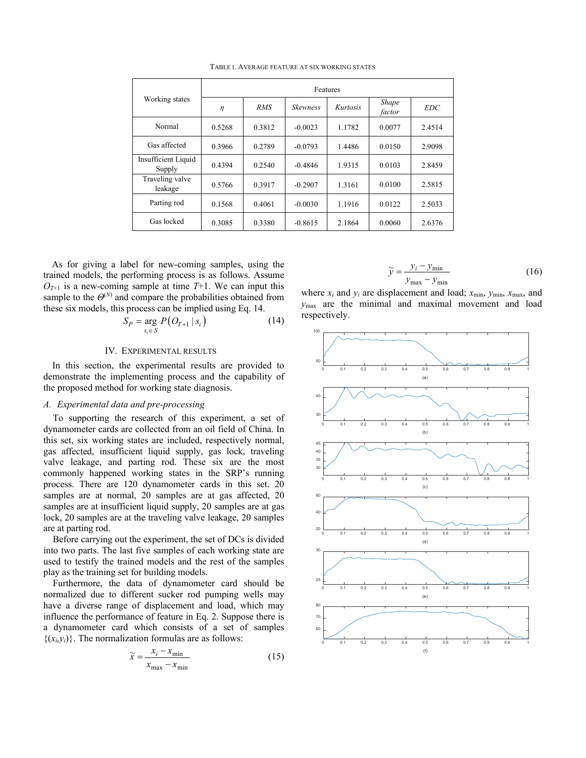TABLE I. AVERAGE FEATURE AT SIX WORKING STATES

| Working states | Features | | | | | |
|---|---|---|---|---|---|---|
| | *η* | *RMS* | *Skewness* | *Kurtosis* | *Shape factor* | *EDC* |
| Normal | 0.5268 | 0.3812 | -0.0023 | 1.1782 | 0.0077 | 2.4514 |
| Gas affected | 0.3966 | 0.2789 | -0.0793 | 1.4486 | 0.0150 | 2.9098 |
| Insufficient Liquid Supply | 0.4394 | 0.2540 | -0.4846 | 1.9315 | 0.0103 | 2.8459 |
| Traveling valve leakage | 0.5766 | 0.3917 | -0.2907 | 1.3161 | 0.0100 | 2.5815 |
| Parting rod | 0.1568 | 0.4061 | -0.0030 | 1.1916 | 0.0122 | 2.5033 |
| Gas locked | 0.3085 | 0.3380 | -0.8615 | 2.1864 | 0.0060 | 2.6376 |

As for giving a label for new-coming samples, using the trained models, the performing process is as follows. Assume $O_{T+1}$ is a new-coming sample at time $T$+1. We can input this sample to the $\Theta^{(N)}$ and compare the probabilities obtained from these six models, this process can be implied using Eq. 14.

$$S_P = \arg_{s_i \in S} P\left(O_{T+1} \mid s_i\right) \tag{14}$$

## IV. EXPERIMENTAL RESULTS

In this section, the experimental results are provided to demonstrate the implementing process and the capability of the proposed method for working state diagnosis.

### *A. Experimental data and pre-processing*

To supporting the research of this experiment, a set of dynamometer cards are collected from an oil field of China. In this set, six working states are included, respectively normal, gas affected, insufficient liquid supply, gas lock, traveling valve leakage, and parting rod. These six are the most commonly happened working states in the SRP's running process. There are 120 dynamometer cards in this set. 20 samples are at normal, 20 samples are at gas affected, 20 samples are at insufficient liquid supply, 20 samples are at gas lock, 20 samples are at the traveling valve leakage, 20 samples are at parting rod.

Before carrying out the experiment, the set of DCs is divided into two parts. The last five samples of each working state are used to testify the trained models and the rest of the samples play as the training set for building models.

Furthermore, the data of dynamometer card should be normalized due to different sucker rod pumping wells may have a diverse range of displacement and load, which may influence the performance of feature in Eq. 2. Suppose there is a dynamometer card which consists of a set of samples $\{(x_i,y_i)\}$. The normalization formulas are as follows:

$$\tilde{x} = \frac{x_i - x_{\min}}{x_{\max} - x_{\min}} \tag{15}$$

$$\tilde{y} = \frac{y_i - y_{\min}}{y_{\max} - y_{\min}} \tag{16}$$

where $x_i$ and $y_i$ are displacement and load; $x_{\min}$, $y_{\min}$, $x_{\max}$, and $y_{\max}$ are the minimal and maximal movement and load respectively.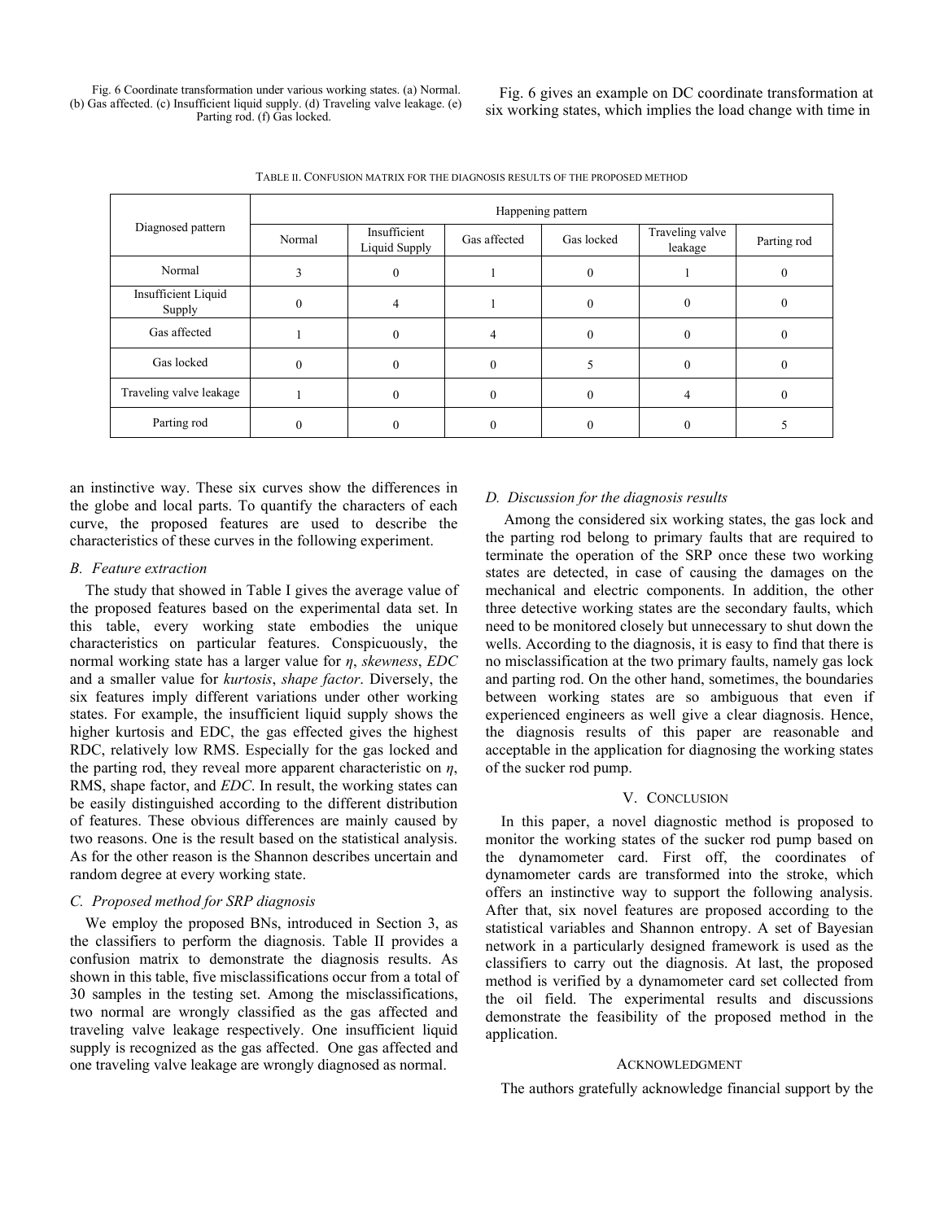Fig. 6 Coordinate transformation under various working states. (a) Normal. (b) Gas affected. (c) Insufficient liquid supply. (d) Traveling valve leakage. (e) Parting rod. (f) Gas locked.

Fig. 6 gives an example on DC coordinate transformation at six working states, which implies the load change with time in an instinctive way. These six curves show the differences in the globe and local parts. To quantify the characters of each curve, the proposed features are used to describe the characteristics of these curves in the following experiment.

TABLE II. CONFUSION MATRIX FOR THE DIAGNOSIS RESULTS OF THE PROPOSED METHOD

| Diagnosed pattern | Happening pattern | | | | | |
|---|---|---|---|---|---|---|
| | Normal | Insufficient Liquid Supply | Gas affected | Gas locked | Traveling valve leakage | Parting rod |
| Normal | 3 | 0 | 1 | 0 | 1 | 0 |
| Insufficient Liquid Supply | 0 | 4 | 1 | 0 | 0 | 0 |
| Gas affected | 1 | 0 | 4 | 0 | 0 | 0 |
| Gas locked | 0 | 0 | 0 | 5 | 0 | 0 |
| Traveling valve leakage | 1 | 0 | 0 | 0 | 4 | 0 |
| Parting rod | 0 | 0 | 0 | 0 | 0 | 5 |

### *B. Feature extraction*

The study that showed in Table I gives the average value of the proposed features based on the experimental data set. In this table, every working state embodies the unique characteristics on particular features. Conspicuously, the normal working state has a larger value for $\eta$, *skewness*, *EDC* and a smaller value for *kurtosis*, *shape factor*. Diversely, the six features imply different variations under other working states. For example, the insufficient liquid supply shows the higher kurtosis and EDC, the gas effected gives the highest RDC, relatively low RMS. Especially for the gas locked and the parting rod, they reveal more apparent characteristic on $\eta$, RMS, shape factor, and *EDC*. In result, the working states can be easily distinguished according to the different distribution of features. These obvious differences are mainly caused by two reasons. One is the result based on the statistical analysis. As for the other reason is the Shannon describes uncertain and random degree at every working state.

### *C. Proposed method for SRP diagnosis*

We employ the proposed BNs, introduced in Section 3, as the classifiers to perform the diagnosis. Table II provides a confusion matrix to demonstrate the diagnosis results. As shown in this table, five misclassifications occur from a total of 30 samples in the testing set. Among the misclassifications, two normal are wrongly classified as the gas affected and traveling valve leakage respectively. One insufficient liquid supply is recognized as the gas affected. One gas affected and one traveling valve leakage are wrongly diagnosed as normal.

### *D. Discussion for the diagnosis results*

Among the considered six working states, the gas lock and the parting rod belong to primary faults that are required to terminate the operation of the SRP once these two working states are detected, in case of causing the damages on the mechanical and electric components. In addition, the other three detective working states are the secondary faults, which need to be monitored closely but unnecessary to shut down the wells. According to the diagnosis, it is easy to find that there is no misclassification at the two primary faults, namely gas lock and parting rod. On the other hand, sometimes, the boundaries between working states are so ambiguous that even if experienced engineers as well give a clear diagnosis. Hence, the diagnosis results of this paper are reasonable and acceptable in the application for diagnosing the working states of the sucker rod pump.

## V. CONCLUSION

In this paper, a novel diagnostic method is proposed to monitor the working states of the sucker rod pump based on the dynamometer card. First off, the coordinates of dynamometer cards are transformed into the stroke, which offers an instinctive way to support the following analysis. After that, six novel features are proposed according to the statistical variables and Shannon entropy. A set of Bayesian network in a particularly designed framework is used as the classifiers to carry out the diagnosis. At last, the proposed method is verified by a dynamometer card set collected from the oil field. The experimental results and discussions demonstrate the feasibility of the proposed method in the application.

## ACKNOWLEDGMENT

The authors gratefully acknowledge financial support by the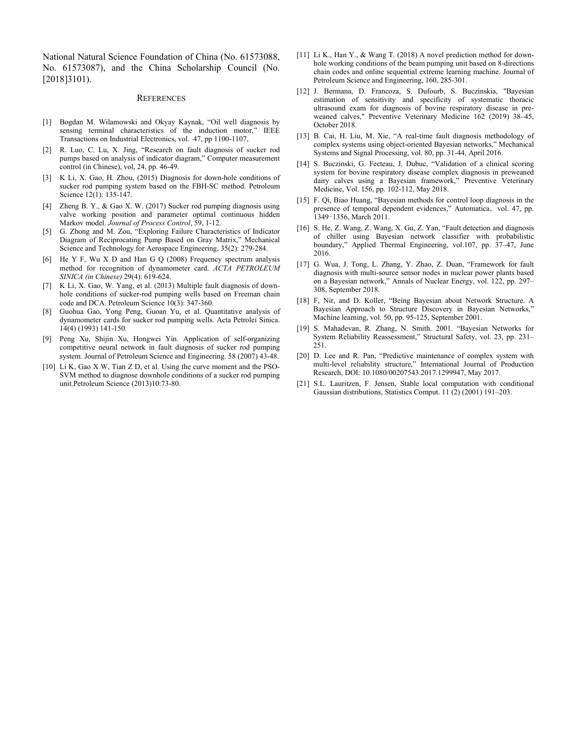National Natural Science Foundation of China (No. 61573088, No. 61573087), and the China Scholarship Council (No. [2018]3101).

## REFERENCES

[1] Bogdan M. Wilamowski and Okyay Kaynak, “Oil well diagnosis by sensing terminal characteristics of the induction motor,” IEEE Transactions on Industrial Electronics, vol. 47, pp 1100-1107,

[2] R. Luo, C. Lu, X. Jing, “Research on fault diagnosis of sucker rod pumps based on analysis of indicator diagram,” Computer measurement control (in Chinese), vol, 24, pp. 46-49.

[3] K Li, X. Gao, H. Zhou, (2015) Diagnosis for down-hole conditions of sucker rod pumping system based on the FBH-SC method. Petroleum Science 12(1): 135-147.

[4] Zheng B. Y., & Gao X. W. (2017) Sucker rod pumping diagnosis using valve working position and parameter optimal continuous hidden Markov model. *Journal of Process Control*, 59, 1-12.

[5] G. Zhong and M. Zou, “Exploring Failure Characteristics of Indicator Diagram of Reciprocating Pump Based on Gray Matrix,” Mechanical Science and Technology for Aerospace Engineering, 35(2): 279-284.

[6] He Y F, Wu X D and Han G Q (2008) Frequency spectrum analysis method for recognition of dynamometer card. *ACTA PETROLEUM SINICA (in Chinese)* 29(4): 619-624.

[7] K Li, X. Gao, W. Yang, et al. (2013) Multiple fault diagnosis of down-hole conditions of sucker-rod pumping wells based on Freeman chain code and DCA. Petroleum Science 10(3): 347-360.

[8] Guohua Gao, Yong Peng, Guoan Yu, et al. Quantitative analysis of dynamometer cards for sucker rod pumping wells. Acta Petrolei Sinica. 14(4) (1993) 141-150.

[9] Peng Xu, Shijin Xu, Hongwei Yin. Application of self-organizing competitive neural network in fault diagnosis of sucker rod pumping system. Journal of Petroleum Science and Engineering. 58 (2007) 43-48.

[10] Li K, Gao X W, Tian Z D, et al. Using the curve moment and the PSO-SVM method to diagnose downhole conditions of a sucker rod pumping unit.Petroleum Science (2013)10:73-80.

[11] Li K., Han Y., & Wang T. (2018) A novel prediction method for down-hole working conditions of the beam pumping unit based on 8-directions chain codes and online sequential extreme learning machine. Journal of Petroleum Science and Engineering, 160, 285-301.

[12] J. Bermana, D. Francoza, S. Dufourb, S. Buczinskia, "Bayesian estimation of sensitivity and specificity of systematic thoracic ultrasound exam for diagnosis of bovine respiratory disease in pre-weaned calves," Preventive Veterinary Medicine 162 (2019) 38–45, October 2018.

[13] B. Cai, H. Liu, M. Xie, “A real-time fault diagnosis methodology of complex systems using object-oriented Bayesian networks,” Mechanical Systems and Signal Processing, vol. 80, pp. 31-44, April 2016.

[14] S. Buczinski, G. Fecteau, J. Dubuc, “Validation of a clinical scoring system for bovine respiratory disease complex diagnosis in preweaned dairy calves using a Bayesian framework,” Preventive Veterinary Medicine, Vol. 156, pp. 102-112, May 2018.

[15] F. Qi, Biao Huang, “Bayesian methods for control loop diagnosis in the presence of temporal dependent evidences,” Automatica, vol. 47, pp. 1349–1356, March 2011.

[16] S. He, Z. Wang, Z. Wang, X. Gu, Z. Yan, “Fault detection and diagnosis of chiller using Bayesian network classifier with probabilistic boundary,” Applied Thermal Engineering, vol.107, pp. 37–47, June 2016.

[17] G. Wua, J. Tong, L. Zhang, Y. Zhao, Z. Duan, “Framework for fault diagnosis with multi-source sensor nodes in nuclear power plants based on a Bayesian network,” Annals of Nuclear Energy, vol. 122, pp. 297–308, September 2018.

[18] F, Nir, and D. Koller, “Being Bayesian about Network Structure. A Bayesian Approach to Structure Discovery in Bayesian Networks,” Machine learning, vol. 50, pp. 95-125, September 2001.

[19] S. Mahadevan, R. Zhang, N. Smith. 2001. “Bayesian Networks for System Reliability Reassessment,” Structural Safety, vol. 23, pp. 231–251.

[20] D. Lee and R. Pan, “Predictive maintenance of complex system with multi-level reliability structure,” International Journal of Production Research, DOI: 10.1080/00207543.2017.1299947, May 2017.

[21] S.L. Lauritzen, F. Jensen, Stable local computation with conditional Gaussian distributions, Statistics Comput. 11 (2) (2001) 191–203.